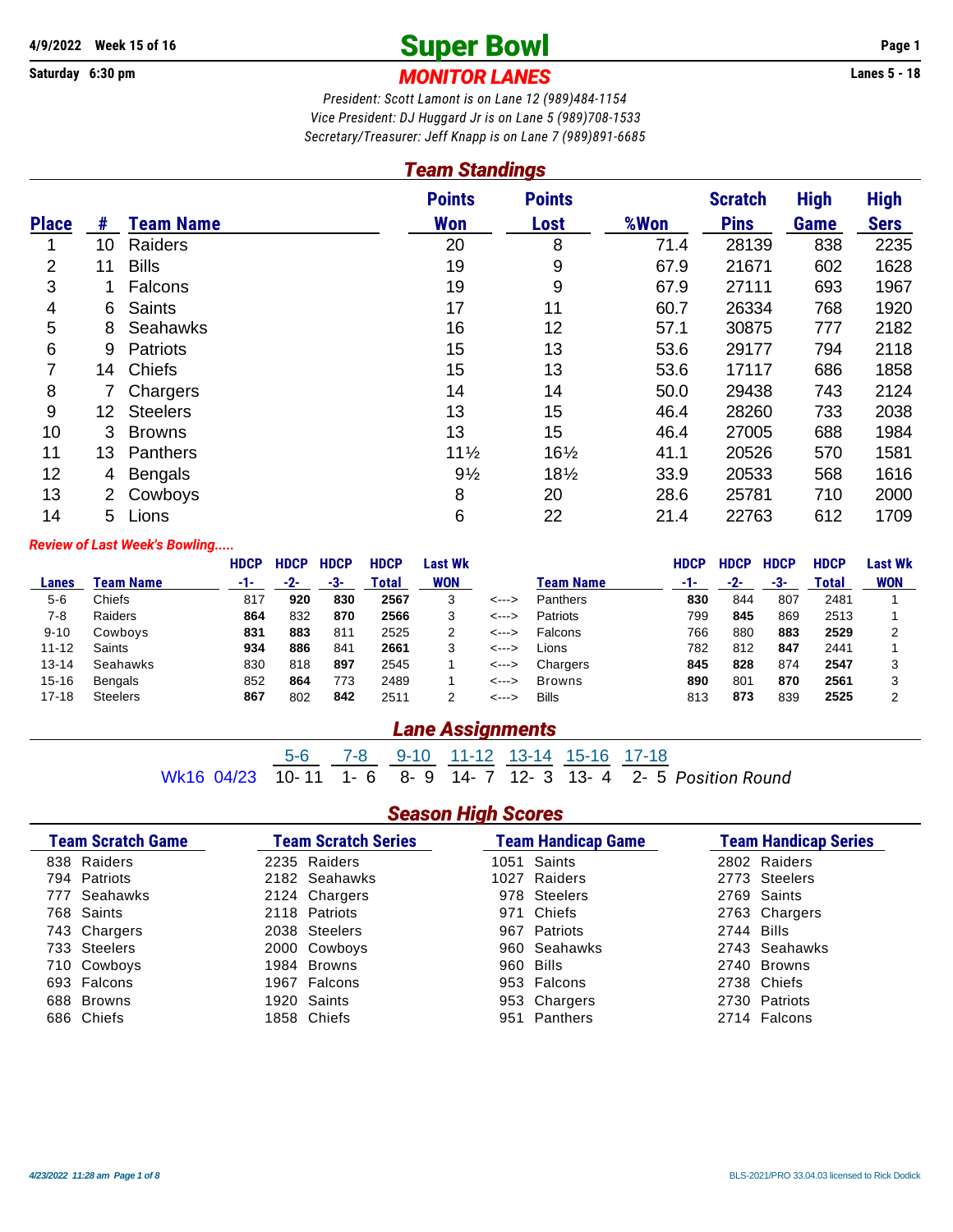4/9/2022 Week 15 of 16

Saturday 6:30 pm

# Super Bowl

## MONITOR LANES

Lanes 5 - 18

*President: Scott Lamont is on Lane 12 (989)484-1154*
*Vice President: DJ Huggard Jr is on Lane 5 (989)708-1533*
*Secretary/Treasurer: Jeff Knapp is on Lane 7 (989)891-6685*

## Team Standings

| Place | # | Team Name | Points Won | Points Lost | %Won | Scratch Pins | High Game | High Sers |
|---|---|---|---|---|---|---|---|---|
| 1 | 10 | Raiders | 20 | 8 | 71.4 | 28139 | 838 | 2235 |
| 2 | 11 | Bills | 19 | 9 | 67.9 | 21671 | 602 | 1628 |
| 3 | 1 | Falcons | 19 | 9 | 67.9 | 27111 | 693 | 1967 |
| 4 | 6 | Saints | 17 | 11 | 60.7 | 26334 | 768 | 1920 |
| 5 | 8 | Seahawks | 16 | 12 | 57.1 | 30875 | 777 | 2182 |
| 6 | 9 | Patriots | 15 | 13 | 53.6 | 29177 | 794 | 2118 |
| 7 | 14 | Chiefs | 15 | 13 | 53.6 | 17117 | 686 | 1858 |
| 8 | 7 | Chargers | 14 | 14 | 50.0 | 29438 | 743 | 2124 |
| 9 | 12 | Steelers | 13 | 15 | 46.4 | 28260 | 733 | 2038 |
| 10 | 3 | Browns | 13 | 15 | 46.4 | 27005 | 688 | 1984 |
| 11 | 13 | Panthers | 11½ | 16½ | 41.1 | 20526 | 570 | 1581 |
| 12 | 4 | Bengals | 9½ | 18½ | 33.9 | 20533 | 568 | 1616 |
| 13 | 2 | Cowboys | 8 | 20 | 28.6 | 25781 | 710 | 2000 |
| 14 | 5 | Lions | 6 | 22 | 21.4 | 22763 | 612 | 1709 |

*Review of Last Week's Bowling.....*

| Lanes | Team Name | HDCP -1- | HDCP -2- | HDCP -3- | HDCP Total | Last Wk WON | | Team Name | HDCP -1- | HDCP -2- | HDCP -3- | HDCP Total | Last Wk WON |
|---|---|---|---|---|---|---|---|---|---|---|---|---|---|
| 5-6 | Chiefs | 817 | **920** | **830** | **2567** | 3 | <---> | Panthers | **830** | 844 | 807 | 2481 | 1 |
| 7-8 | Raiders | **864** | 832 | **870** | **2566** | 3 | <---> | Patriots | 799 | **845** | 869 | 2513 | 1 |
| 9-10 | Cowboys | **831** | **883** | 811 | 2525 | 2 | <---> | Falcons | 766 | 880 | **883** | **2529** | 2 |
| 11-12 | Saints | **934** | **886** | 841 | **2661** | 3 | <---> | Lions | 782 | 812 | **847** | 2441 | 1 |
| 13-14 | Seahawks | 830 | 818 | **897** | 2545 | 1 | <---> | Chargers | **845** | **828** | 874 | **2547** | 3 |
| 15-16 | Bengals | 852 | **864** | 773 | 2489 | 1 | <---> | Browns | **890** | 801 | **870** | **2561** | 3 |
| 17-18 | Steelers | **867** | 802 | **842** | 2511 | 2 | <---> | Bills | 813 | **873** | 839 | **2525** | 2 |

## Lane Assignments

| | 5-6 | 7-8 | 9-10 | 11-12 | 13-14 | 15-16 | 17-18 | |
|---|---|---|---|---|---|---|---|---|
| Wk16 04/23 | 10- 11 | 1- 6 | 8- 9 | 14- 7 | 12- 3 | 13- 4 | 2- 5 | *Position Round* |

## Season High Scores

| Team Scratch Game | Team Scratch Series | Team Handicap Game | Team Handicap Series |
|---|---|---|---|
| 838 Raiders | 2235 Raiders | 1051 Saints | 2802 Raiders |
| 794 Patriots | 2182 Seahawks | 1027 Raiders | 2773 Steelers |
| 777 Seahawks | 2124 Chargers | 978 Steelers | 2769 Saints |
| 768 Saints | 2118 Patriots | 971 Chiefs | 2763 Chargers |
| 743 Chargers | 2038 Steelers | 967 Patriots | 2744 Bills |
| 733 Steelers | 2000 Cowboys | 960 Seahawks | 2743 Seahawks |
| 710 Cowboys | 1984 Browns | 960 Bills | 2740 Browns |
| 693 Falcons | 1967 Falcons | 953 Falcons | 2738 Chiefs |
| 688 Browns | 1920 Saints | 953 Chargers | 2730 Patriots |
| 686 Chiefs | 1858 Chiefs | 951 Panthers | 2714 Falcons |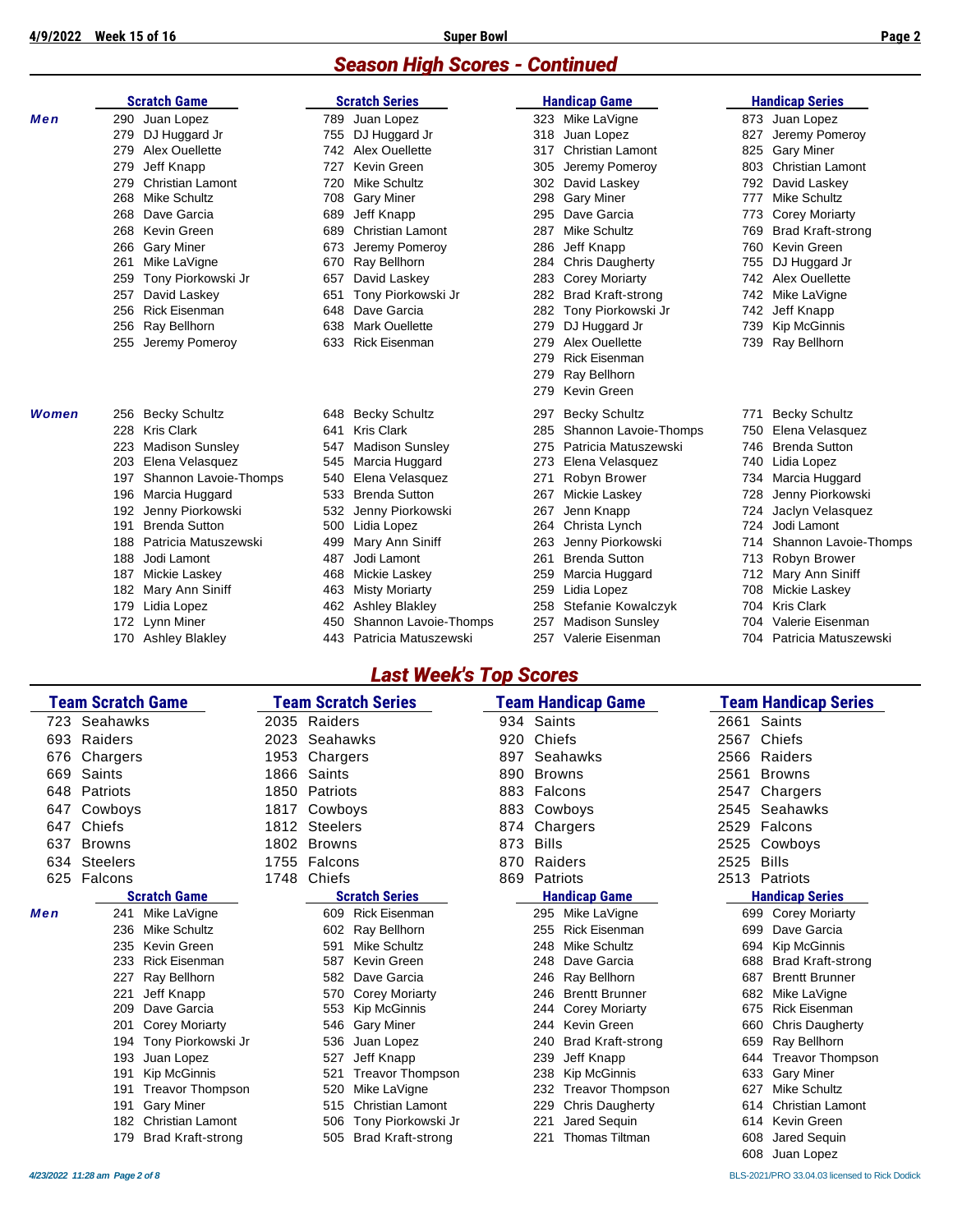## Season High Scores - Continued

### Men

| Scratch Game | | Scratch Series | | Handicap Game | | Handicap Series | |
|---|---|---|---|---|---|---|---|
| 290 | Juan Lopez | 789 | Juan Lopez | 323 | Mike LaVigne | 873 | Juan Lopez |
| 279 | DJ Huggard Jr | 755 | DJ Huggard Jr | 318 | Juan Lopez | 827 | Jeremy Pomeroy |
| 279 | Alex Ouellette | 742 | Alex Ouellette | 317 | Christian Lamont | 825 | Gary Miner |
| 279 | Jeff Knapp | 727 | Kevin Green | 305 | Jeremy Pomeroy | 803 | Christian Lamont |
| 279 | Christian Lamont | 720 | Mike Schultz | 302 | David Laskey | 792 | David Laskey |
| 268 | Mike Schultz | 708 | Gary Miner | 298 | Gary Miner | 777 | Mike Schultz |
| 268 | Dave Garcia | 689 | Jeff Knapp | 295 | Dave Garcia | 773 | Corey Moriarty |
| 268 | Kevin Green | 689 | Christian Lamont | 287 | Mike Schultz | 769 | Brad Kraft-strong |
| 266 | Gary Miner | 673 | Jeremy Pomeroy | 286 | Jeff Knapp | 760 | Kevin Green |
| 261 | Mike LaVigne | 670 | Ray Bellhorn | 284 | Chris Daugherty | 755 | DJ Huggard Jr |
| 259 | Tony Piorkowski Jr | 657 | David Laskey | 283 | Corey Moriarty | 742 | Alex Ouellette |
| 257 | David Laskey | 651 | Tony Piorkowski Jr | 282 | Brad Kraft-strong | 742 | Mike LaVigne |
| 256 | Rick Eisenman | 648 | Dave Garcia | 282 | Tony Piorkowski Jr | 742 | Jeff Knapp |
| 256 | Ray Bellhorn | 638 | Mark Ouellette | 279 | DJ Huggard Jr | 739 | Kip McGinnis |
| 255 | Jeremy Pomeroy | 633 | Rick Eisenman | 279 | Alex Ouellette | 739 | Ray Bellhorn |
| | | | | 279 | Rick Eisenman | | |
| | | | | 279 | Ray Bellhorn | | |
| | | | | 279 | Kevin Green | | |

### Women

| Scratch Game | | Scratch Series | | Handicap Game | | Handicap Series | |
|---|---|---|---|---|---|---|---|
| 256 | Becky Schultz | 648 | Becky Schultz | 297 | Becky Schultz | 771 | Becky Schultz |
| 228 | Kris Clark | 641 | Kris Clark | 285 | Shannon Lavoie-Thomps | 750 | Elena Velasquez |
| 223 | Madison Sunsley | 547 | Madison Sunsley | 275 | Patricia Matuszewski | 746 | Brenda Sutton |
| 203 | Elena Velasquez | 545 | Marcia Huggard | 273 | Elena Velasquez | 740 | Lidia Lopez |
| 197 | Shannon Lavoie-Thomps | 540 | Elena Velasquez | 271 | Robyn Brower | 734 | Marcia Huggard |
| 196 | Marcia Huggard | 533 | Brenda Sutton | 267 | Mickie Laskey | 728 | Jenny Piorkowski |
| 192 | Jenny Piorkowski | 532 | Jenny Piorkowski | 267 | Jenn Knapp | 724 | Jaclyn Velasquez |
| 191 | Brenda Sutton | 500 | Lidia Lopez | 264 | Christa Lynch | 724 | Jodi Lamont |
| 188 | Patricia Matuszewski | 499 | Mary Ann Siniff | 263 | Jenny Piorkowski | 714 | Shannon Lavoie-Thomps |
| 188 | Jodi Lamont | 487 | Jodi Lamont | 261 | Brenda Sutton | 713 | Robyn Brower |
| 187 | Mickie Laskey | 468 | Mickie Laskey | 259 | Marcia Huggard | 712 | Mary Ann Siniff |
| 182 | Mary Ann Siniff | 463 | Misty Moriarty | 259 | Lidia Lopez | 708 | Mickie Laskey |
| 179 | Lidia Lopez | 462 | Ashley Blakley | 258 | Stefanie Kowalczyk | 704 | Kris Clark |
| 172 | Lynn Miner | 450 | Shannon Lavoie-Thomps | 257 | Madison Sunsley | 704 | Valerie Eisenman |
| 170 | Ashley Blakley | 443 | Patricia Matuszewski | 257 | Valerie Eisenman | 704 | Patricia Matuszewski |

## Last Week's Top Scores

| Team Scratch Game | | Team Scratch Series | | Team Handicap Game | | Team Handicap Series | |
|---|---|---|---|---|---|---|---|
| 723 | Seahawks | 2035 | Raiders | 934 | Saints | 2661 | Saints |
| 693 | Raiders | 2023 | Seahawks | 920 | Chiefs | 2567 | Chiefs |
| 676 | Chargers | 1953 | Chargers | 897 | Seahawks | 2566 | Raiders |
| 669 | Saints | 1866 | Saints | 890 | Browns | 2561 | Browns |
| 648 | Patriots | 1850 | Patriots | 883 | Falcons | 2547 | Chargers |
| 647 | Cowboys | 1817 | Cowboys | 883 | Cowboys | 2545 | Seahawks |
| 647 | Chiefs | 1812 | Steelers | 874 | Chargers | 2529 | Falcons |
| 637 | Browns | 1802 | Browns | 873 | Bills | 2525 | Cowboys |
| 634 | Steelers | 1755 | Falcons | 870 | Raiders | 2525 | Bills |
| 625 | Falcons | 1748 | Chiefs | 869 | Patriots | 2513 | Patriots |

### Men

| Scratch Game | | Scratch Series | | Handicap Game | | Handicap Series | |
|---|---|---|---|---|---|---|---|
| 241 | Mike LaVigne | 609 | Rick Eisenman | 295 | Mike LaVigne | 699 | Corey Moriarty |
| 236 | Mike Schultz | 602 | Ray Bellhorn | 255 | Rick Eisenman | 699 | Dave Garcia |
| 235 | Kevin Green | 591 | Mike Schultz | 248 | Mike Schultz | 694 | Kip McGinnis |
| 233 | Rick Eisenman | 587 | Kevin Green | 248 | Dave Garcia | 688 | Brad Kraft-strong |
| 227 | Ray Bellhorn | 582 | Dave Garcia | 246 | Ray Bellhorn | 687 | Brentt Brunner |
| 221 | Jeff Knapp | 570 | Corey Moriarty | 246 | Brentt Brunner | 682 | Mike LaVigne |
| 209 | Dave Garcia | 553 | Kip McGinnis | 244 | Corey Moriarty | 675 | Rick Eisenman |
| 201 | Corey Moriarty | 546 | Gary Miner | 244 | Kevin Green | 660 | Chris Daugherty |
| 194 | Tony Piorkowski Jr | 536 | Juan Lopez | 240 | Brad Kraft-strong | 659 | Ray Bellhorn |
| 193 | Juan Lopez | 527 | Jeff Knapp | 239 | Jeff Knapp | 644 | Treavor Thompson |
| 191 | Kip McGinnis | 521 | Treavor Thompson | 238 | Kip McGinnis | 633 | Gary Miner |
| 191 | Treavor Thompson | 520 | Mike LaVigne | 232 | Treavor Thompson | 627 | Mike Schultz |
| 191 | Gary Miner | 515 | Christian Lamont | 229 | Chris Daugherty | 614 | Christian Lamont |
| 182 | Christian Lamont | 506 | Tony Piorkowski Jr | 221 | Jared Sequin | 614 | Kevin Green |
| 179 | Brad Kraft-strong | 505 | Brad Kraft-strong | 221 | Thomas Tiltman | 608 | Jared Sequin |
| | | | | | | 608 | Juan Lopez |

BLS-2021/PRO 33.04.03 licensed to Rick Dodick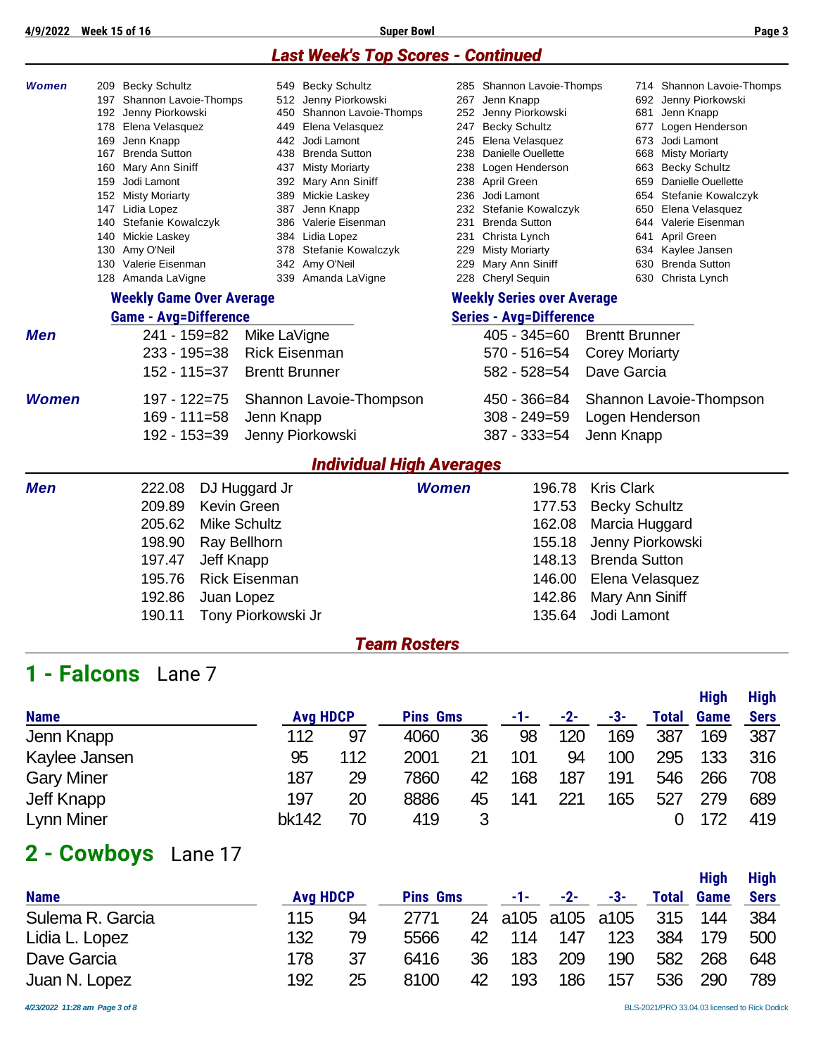## Last Week's Top Scores - Continued

**Women**

| Game | Name | Scratch Series | Name | HDCP Game | Name | HDCP Series | Name |
|---|---|---|---|---|---|---|---|
| 209 | Becky Schultz | 549 | Becky Schultz | 285 | Shannon Lavoie-Thomps | 714 | Shannon Lavoie-Thomps |
| 197 | Shannon Lavoie-Thomps | 512 | Jenny Piorkowski | 267 | Jenn Knapp | 692 | Jenny Piorkowski |
| 192 | Jenny Piorkowski | 450 | Shannon Lavoie-Thomps | 252 | Jenny Piorkowski | 681 | Jenn Knapp |
| 178 | Elena Velasquez | 449 | Elena Velasquez | 247 | Becky Schultz | 677 | Logen Henderson |
| 169 | Jenn Knapp | 442 | Jodi Lamont | 245 | Elena Velasquez | 673 | Jodi Lamont |
| 167 | Brenda Sutton | 438 | Brenda Sutton | 238 | Danielle Ouellette | 668 | Misty Moriarty |
| 160 | Mary Ann Siniff | 437 | Misty Moriarty | 238 | Logen Henderson | 663 | Becky Schultz |
| 159 | Jodi Lamont | 392 | Mary Ann Siniff | 238 | April Green | 659 | Danielle Ouellette |
| 152 | Misty Moriarty | 389 | Mickie Laskey | 236 | Jodi Lamont | 654 | Stefanie Kowalczyk |
| 147 | Lidia Lopez | 387 | Jenn Knapp | 232 | Stefanie Kowalczyk | 650 | Elena Velasquez |
| 140 | Stefanie Kowalczyk | 386 | Valerie Eisenman | 231 | Brenda Sutton | 644 | Valerie Eisenman |
| 140 | Mickie Laskey | 384 | Lidia Lopez | 231 | Christa Lynch | 641 | April Green |
| 130 | Amy O'Neil | 378 | Stefanie Kowalczyk | 229 | Misty Moriarty | 634 | Kaylee Jansen |
| 130 | Valerie Eisenman | 342 | Amy O'Neil | 229 | Mary Ann Siniff | 630 | Brenda Sutton |
| 128 | Amanda LaVigne | 339 | Amanda LaVigne | 228 | Cheryl Sequin | 630 | Christa Lynch |

### Weekly Game Over Average

| | Game - Avg=Difference | Name |
|---|---|---|
| **Men** | 241 - 159=82 | Mike LaVigne |
| | 233 - 195=38 | Rick Eisenman |
| | 152 - 115=37 | Brentt Brunner |
| **Women** | 197 - 122=75 | Shannon Lavoie-Thompson |
| | 169 - 111=58 | Jenn Knapp |
| | 192 - 153=39 | Jenny Piorkowski |

### Weekly Series over Average

| | Series - Avg=Difference | Name |
|---|---|---|
| **Men** | 405 - 345=60 | Brentt Brunner |
| | 570 - 516=54 | Corey Moriarty |
| | 582 - 528=54 | Dave Garcia |
| **Women** | 450 - 366=84 | Shannon Lavoie-Thompson |
| | 308 - 249=59 | Logen Henderson |
| | 387 - 333=54 | Jenn Knapp |

## Individual High Averages

| Men | | Women | |
|---|---|---|---|
| 222.08 | DJ Huggard Jr | 196.78 | Kris Clark |
| 209.89 | Kevin Green | 177.53 | Becky Schultz |
| 205.62 | Mike Schultz | 162.08 | Marcia Huggard |
| 198.90 | Ray Bellhorn | 155.18 | Jenny Piorkowski |
| 197.47 | Jeff Knapp | 148.13 | Brenda Sutton |
| 195.76 | Rick Eisenman | 146.00 | Elena Velasquez |
| 192.86 | Juan Lopez | 142.86 | Mary Ann Siniff |
| 190.11 | Tony Piorkowski Jr | 135.64 | Jodi Lamont |

## Team Rosters

## 1 - Falcons Lane 7

| Name | Avg | HDCP | Pins | Gms | -1- | -2- | -3- | Total | High Game | High Sers |
|---|---|---|---|---|---|---|---|---|---|---|
| Jenn Knapp | 112 | 97 | 4060 | 36 | 98 | 120 | 169 | 387 | 169 | 387 |
| Kaylee Jansen | 95 | 112 | 2001 | 21 | 101 | 94 | 100 | 295 | 133 | 316 |
| Gary Miner | 187 | 29 | 7860 | 42 | 168 | 187 | 191 | 546 | 266 | 708 |
| Jeff Knapp | 197 | 20 | 8886 | 45 | 141 | 221 | 165 | 527 | 279 | 689 |
| Lynn Miner | bk142 | 70 | 419 | 3 | | | | 0 | 172 | 419 |

## 2 - Cowboys Lane 17

| Name | Avg | HDCP | Pins | Gms | -1- | -2- | -3- | Total | High Game | High Sers |
|---|---|---|---|---|---|---|---|---|---|---|
| Sulema R. Garcia | 115 | 94 | 2771 | 24 | a105 | a105 | a105 | 315 | 144 | 384 |
| Lidia L. Lopez | 132 | 79 | 5566 | 42 | 114 | 147 | 123 | 384 | 179 | 500 |
| Dave Garcia | 178 | 37 | 6416 | 36 | 183 | 209 | 190 | 582 | 268 | 648 |
| Juan N. Lopez | 192 | 25 | 8100 | 42 | 193 | 186 | 157 | 536 | 290 | 789 |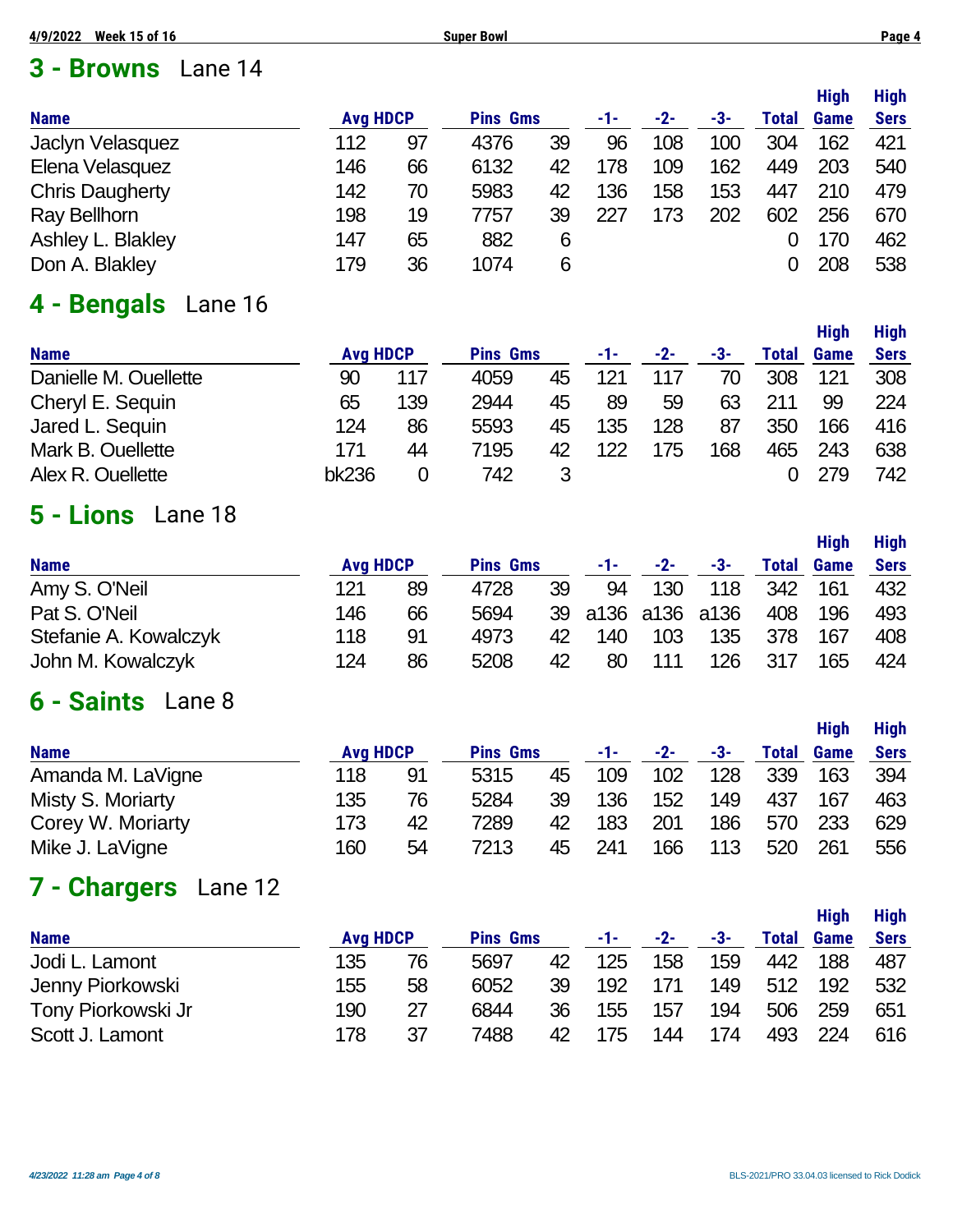## 3 - Browns Lane 14

| Name | Avg | HDCP | Pins | Gms | -1- | -2- | -3- | Total | High Game | High Sers |
|---|---|---|---|---|---|---|---|---|---|---|
| Jaclyn Velasquez | 112 | 97 | 4376 | 39 | 96 | 108 | 100 | 304 | 162 | 421 |
| Elena Velasquez | 146 | 66 | 6132 | 42 | 178 | 109 | 162 | 449 | 203 | 540 |
| Chris Daugherty | 142 | 70 | 5983 | 42 | 136 | 158 | 153 | 447 | 210 | 479 |
| Ray Bellhorn | 198 | 19 | 7757 | 39 | 227 | 173 | 202 | 602 | 256 | 670 |
| Ashley L. Blakley | 147 | 65 | 882 | 6 | | | | 0 | 170 | 462 |
| Don A. Blakley | 179 | 36 | 1074 | 6 | | | | 0 | 208 | 538 |

## 4 - Bengals Lane 16

| Name | Avg | HDCP | Pins | Gms | -1- | -2- | -3- | Total | High Game | High Sers |
|---|---|---|---|---|---|---|---|---|---|---|
| Danielle M. Ouellette | 90 | 117 | 4059 | 45 | 121 | 117 | 70 | 308 | 121 | 308 |
| Cheryl E. Sequin | 65 | 139 | 2944 | 45 | 89 | 59 | 63 | 211 | 99 | 224 |
| Jared L. Sequin | 124 | 86 | 5593 | 45 | 135 | 128 | 87 | 350 | 166 | 416 |
| Mark B. Ouellette | 171 | 44 | 7195 | 42 | 122 | 175 | 168 | 465 | 243 | 638 |
| Alex R. Ouellette | bk236 | 0 | 742 | 3 | | | | 0 | 279 | 742 |

## 5 - Lions Lane 18

| Name | Avg | HDCP | Pins | Gms | -1- | -2- | -3- | Total | High Game | High Sers |
|---|---|---|---|---|---|---|---|---|---|---|
| Amy S. O'Neil | 121 | 89 | 4728 | 39 | 94 | 130 | 118 | 342 | 161 | 432 |
| Pat S. O'Neil | 146 | 66 | 5694 | 39 | a136 | a136 | a136 | 408 | 196 | 493 |
| Stefanie A. Kowalczyk | 118 | 91 | 4973 | 42 | 140 | 103 | 135 | 378 | 167 | 408 |
| John M. Kowalczyk | 124 | 86 | 5208 | 42 | 80 | 111 | 126 | 317 | 165 | 424 |

## 6 - Saints Lane 8

| Name | Avg | HDCP | Pins | Gms | -1- | -2- | -3- | Total | High Game | High Sers |
|---|---|---|---|---|---|---|---|---|---|---|
| Amanda M. LaVigne | 118 | 91 | 5315 | 45 | 109 | 102 | 128 | 339 | 163 | 394 |
| Misty S. Moriarty | 135 | 76 | 5284 | 39 | 136 | 152 | 149 | 437 | 167 | 463 |
| Corey W. Moriarty | 173 | 42 | 7289 | 42 | 183 | 201 | 186 | 570 | 233 | 629 |
| Mike J. LaVigne | 160 | 54 | 7213 | 45 | 241 | 166 | 113 | 520 | 261 | 556 |

## 7 - Chargers Lane 12

| Name | Avg | HDCP | Pins | Gms | -1- | -2- | -3- | Total | High Game | High Sers |
|---|---|---|---|---|---|---|---|---|---|---|
| Jodi L. Lamont | 135 | 76 | 5697 | 42 | 125 | 158 | 159 | 442 | 188 | 487 |
| Jenny Piorkowski | 155 | 58 | 6052 | 39 | 192 | 171 | 149 | 512 | 192 | 532 |
| Tony Piorkowski Jr | 190 | 27 | 6844 | 36 | 155 | 157 | 194 | 506 | 259 | 651 |
| Scott J. Lamont | 178 | 37 | 7488 | 42 | 175 | 144 | 174 | 493 | 224 | 616 |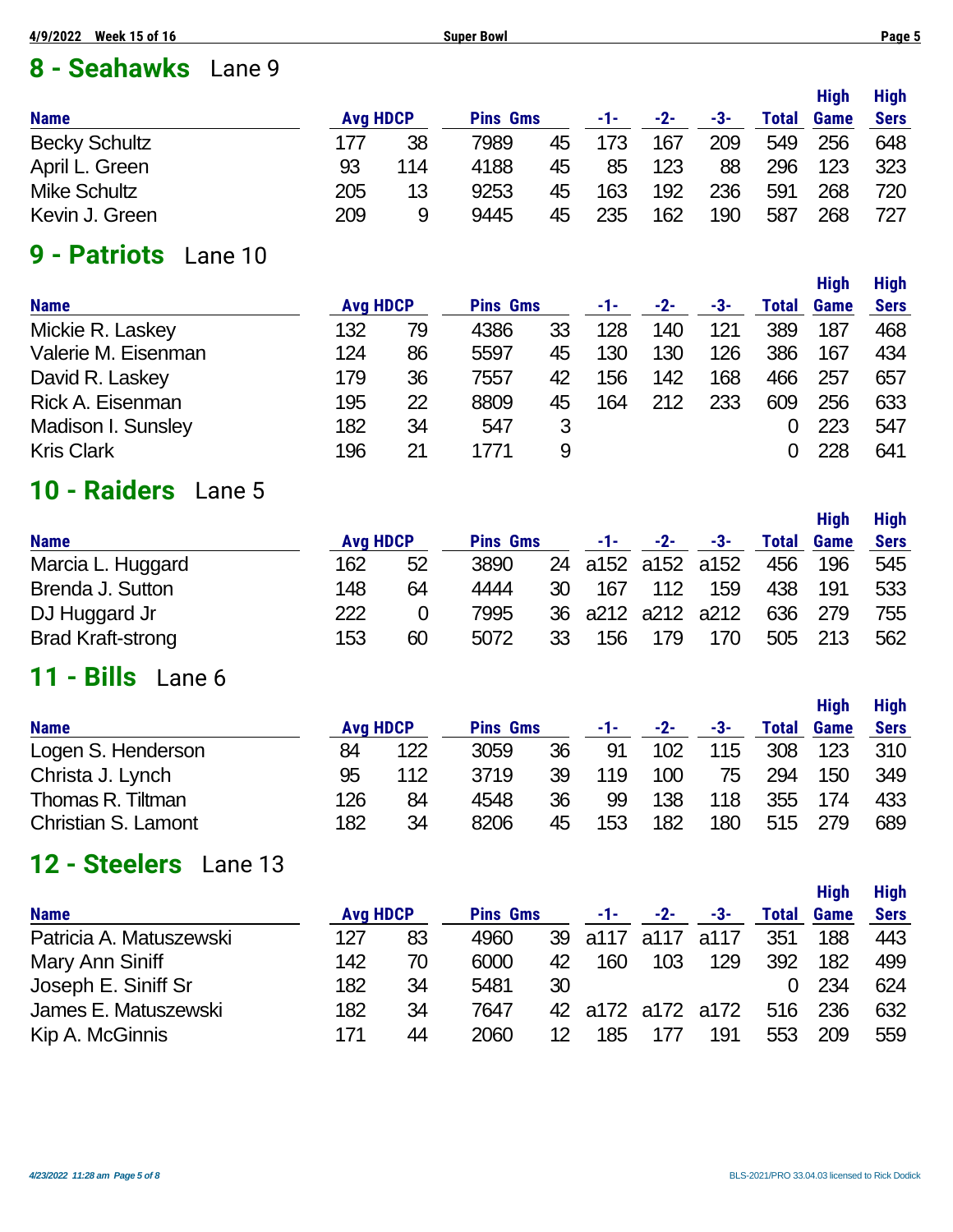## 8 - Seahawks Lane 9

| Name | Avg | HDCP | Pins | Gms | -1- | -2- | -3- | Total | High Game | High Sers |
|---|---|---|---|---|---|---|---|---|---|---|
| Becky Schultz | 177 | 38 | 7989 | 45 | 173 | 167 | 209 | 549 | 256 | 648 |
| April L. Green | 93 | 114 | 4188 | 45 | 85 | 123 | 88 | 296 | 123 | 323 |
| Mike Schultz | 205 | 13 | 9253 | 45 | 163 | 192 | 236 | 591 | 268 | 720 |
| Kevin J. Green | 209 | 9 | 9445 | 45 | 235 | 162 | 190 | 587 | 268 | 727 |

## 9 - Patriots Lane 10

| Name | Avg | HDCP | Pins | Gms | -1- | -2- | -3- | Total | High Game | High Sers |
|---|---|---|---|---|---|---|---|---|---|---|
| Mickie R. Laskey | 132 | 79 | 4386 | 33 | 128 | 140 | 121 | 389 | 187 | 468 |
| Valerie M. Eisenman | 124 | 86 | 5597 | 45 | 130 | 130 | 126 | 386 | 167 | 434 |
| David R. Laskey | 179 | 36 | 7557 | 42 | 156 | 142 | 168 | 466 | 257 | 657 |
| Rick A. Eisenman | 195 | 22 | 8809 | 45 | 164 | 212 | 233 | 609 | 256 | 633 |
| Madison I. Sunsley | 182 | 34 | 547 | 3 | | | | 0 | 223 | 547 |
| Kris Clark | 196 | 21 | 1771 | 9 | | | | 0 | 228 | 641 |

## 10 - Raiders Lane 5

| Name | Avg | HDCP | Pins | Gms | -1- | -2- | -3- | Total | High Game | High Sers |
|---|---|---|---|---|---|---|---|---|---|---|
| Marcia L. Huggard | 162 | 52 | 3890 | 24 | a152 | a152 | a152 | 456 | 196 | 545 |
| Brenda J. Sutton | 148 | 64 | 4444 | 30 | 167 | 112 | 159 | 438 | 191 | 533 |
| DJ Huggard Jr | 222 | 0 | 7995 | 36 | a212 | a212 | a212 | 636 | 279 | 755 |
| Brad Kraft-strong | 153 | 60 | 5072 | 33 | 156 | 179 | 170 | 505 | 213 | 562 |

## 11 - Bills Lane 6

| Name | Avg | HDCP | Pins | Gms | -1- | -2- | -3- | Total | High Game | High Sers |
|---|---|---|---|---|---|---|---|---|---|---|
| Logen S. Henderson | 84 | 122 | 3059 | 36 | 91 | 102 | 115 | 308 | 123 | 310 |
| Christa J. Lynch | 95 | 112 | 3719 | 39 | 119 | 100 | 75 | 294 | 150 | 349 |
| Thomas R. Tiltman | 126 | 84 | 4548 | 36 | 99 | 138 | 118 | 355 | 174 | 433 |
| Christian S. Lamont | 182 | 34 | 8206 | 45 | 153 | 182 | 180 | 515 | 279 | 689 |

## 12 - Steelers Lane 13

| Name | Avg | HDCP | Pins | Gms | -1- | -2- | -3- | Total | High Game | High Sers |
|---|---|---|---|---|---|---|---|---|---|---|
| Patricia A. Matuszewski | 127 | 83 | 4960 | 39 | a117 | a117 | a117 | 351 | 188 | 443 |
| Mary Ann Siniff | 142 | 70 | 6000 | 42 | 160 | 103 | 129 | 392 | 182 | 499 |
| Joseph E. Siniff Sr | 182 | 34 | 5481 | 30 | | | | 0 | 234 | 624 |
| James E. Matuszewski | 182 | 34 | 7647 | 42 | a172 | a172 | a172 | 516 | 236 | 632 |
| Kip A. McGinnis | 171 | 44 | 2060 | 12 | 185 | 177 | 191 | 553 | 209 | 559 |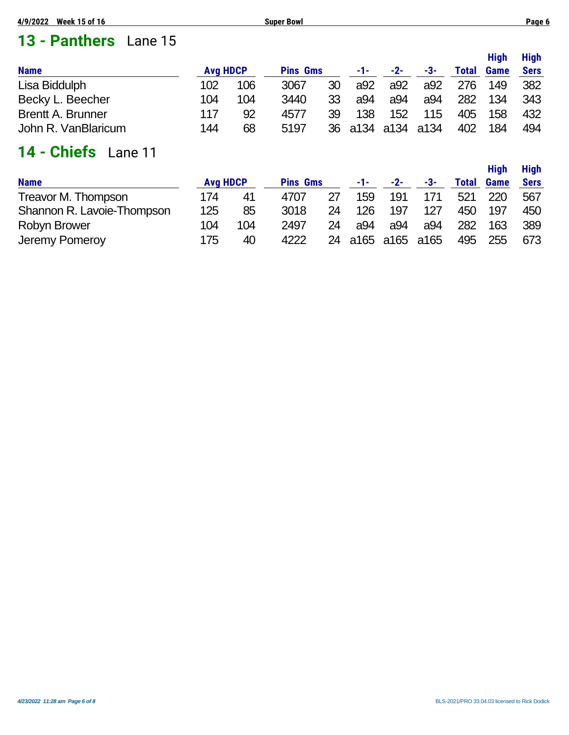## 13 - Panthers Lane 15

| Name | Avg | HDCP | Pins | Gms | -1- | -2- | -3- | Total | High Game | High Sers |
|---|---|---|---|---|---|---|---|---|---|---|
| Lisa Biddulph | 102 | 106 | 3067 | 30 | a92 | a92 | a92 | 276 | 149 | 382 |
| Becky L. Beecher | 104 | 104 | 3440 | 33 | a94 | a94 | a94 | 282 | 134 | 343 |
| Brentt A. Brunner | 117 | 92 | 4577 | 39 | 138 | 152 | 115 | 405 | 158 | 432 |
| John R. VanBlaricum | 144 | 68 | 5197 | 36 | a134 | a134 | a134 | 402 | 184 | 494 |

## 14 - Chiefs Lane 11

| Name | Avg | HDCP | Pins | Gms | -1- | -2- | -3- | Total | High Game | High Sers |
|---|---|---|---|---|---|---|---|---|---|---|
| Treavor M. Thompson | 174 | 41 | 4707 | 27 | 159 | 191 | 171 | 521 | 220 | 567 |
| Shannon R. Lavoie-Thompson | 125 | 85 | 3018 | 24 | 126 | 197 | 127 | 450 | 197 | 450 |
| Robyn Brower | 104 | 104 | 2497 | 24 | a94 | a94 | a94 | 282 | 163 | 389 |
| Jeremy Pomeroy | 175 | 40 | 4222 | 24 | a165 | a165 | a165 | 495 | 255 | 673 |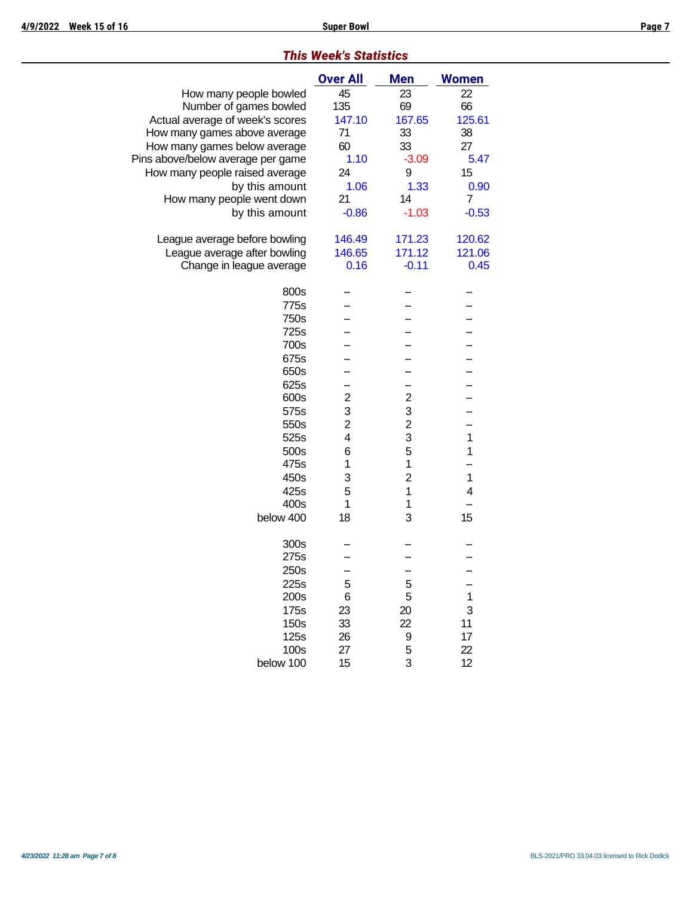## *This Week's Statistics*

| | Over All | Men | Women |
|---|---|---|---|
| How many people bowled | 45 | 23 | 22 |
| Number of games bowled | 135 | 69 | 66 |
| Actual average of week's scores | 147.10 | 167.65 | 125.61 |
| How many games above average | 71 | 33 | 38 |
| How many games below average | 60 | 33 | 27 |
| Pins above/below average per game | 1.10 | -3.09 | 5.47 |
| How many people raised average | 24 | 9 | 15 |
| by this amount | 1.06 | 1.33 | 0.90 |
| How many people went down | 21 | 14 | 7 |
| by this amount | -0.86 | -1.03 | -0.53 |
| | | | |
| League average before bowling | 146.49 | 171.23 | 120.62 |
| League average after bowling | 146.65 | 171.12 | 121.06 |
| Change in league average | 0.16 | -0.11 | 0.45 |
| | | | |
| 800s | -- | -- | -- |
| 775s | -- | -- | -- |
| 750s | -- | -- | -- |
| 725s | -- | -- | -- |
| 700s | -- | -- | -- |
| 675s | -- | -- | -- |
| 650s | -- | -- | -- |
| 625s | -- | -- | -- |
| 600s | 2 | 2 | -- |
| 575s | 3 | 3 | -- |
| 550s | 2 | 2 | -- |
| 525s | 4 | 3 | 1 |
| 500s | 6 | 5 | 1 |
| 475s | 1 | 1 | -- |
| 450s | 3 | 2 | 1 |
| 425s | 5 | 1 | 4 |
| 400s | 1 | 1 | -- |
| below 400 | 18 | 3 | 15 |
| | | | |
| 300s | -- | -- | -- |
| 275s | -- | -- | -- |
| 250s | -- | -- | -- |
| 225s | 5 | 5 | -- |
| 200s | 6 | 5 | 1 |
| 175s | 23 | 20 | 3 |
| 150s | 33 | 22 | 11 |
| 125s | 26 | 9 | 17 |
| 100s | 27 | 5 | 22 |
| below 100 | 15 | 3 | 12 |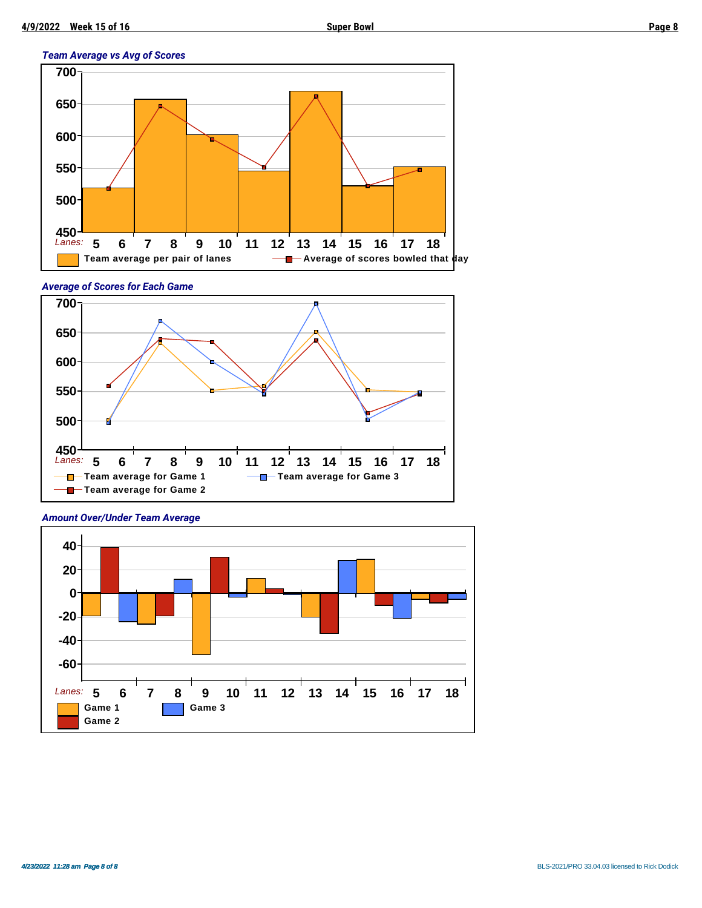### Team Average vs Avg of Scores

700
650
600
550
500
450

Lanes: 5 6 7 8 9 10 11 12 13 14 15 16 17 18

Team average per pair of lanes
Average of scores bowled that day

### Average of Scores for Each Game

700
650
600
550
500
450

Lanes: 5 6 7 8 9 10 11 12 13 14 15 16 17 18

Team average for Game 1
Team average for Game 3
Team average for Game 2

### Amount Over/Under Team Average

40
20
0
-20
-40
-60

Lanes: 5 6 7 8 9 10 11 12 13 14 15 16 17 18

Game 1
Game 3
Game 2